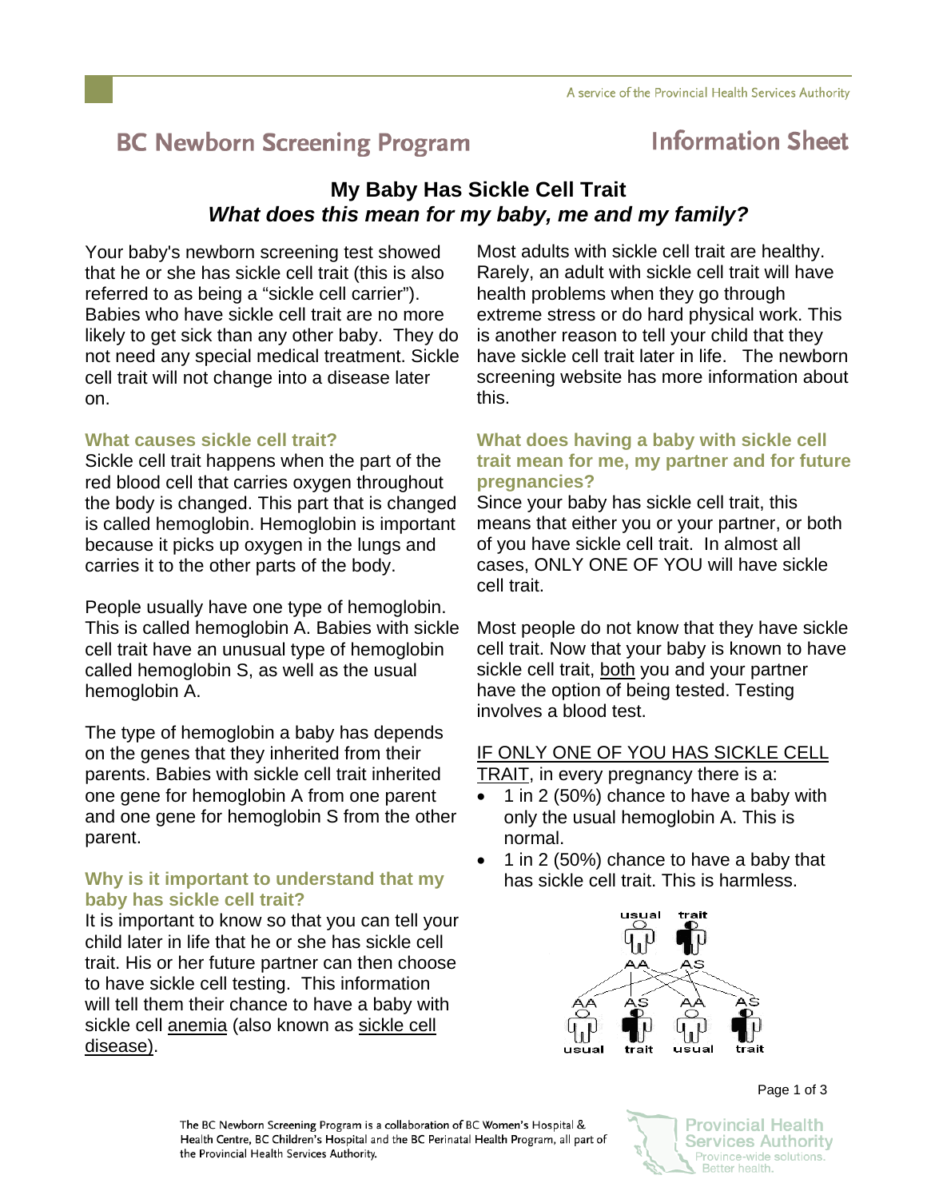# BC Newborn Screening Program — Information Sheet

## My Baby Has Sickle Cell Trait
## *What does this mean for my baby, me and my family?*

Your baby's newborn screening test showed that he or she has sickle cell trait (this is also referred to as being a "sickle cell carrier"). Babies who have sickle cell trait are no more likely to get sick than any other baby. They do not need any special medical treatment. Sickle cell trait will not change into a disease later on.

### What causes sickle cell trait?

Sickle cell trait happens when the part of the red blood cell that carries oxygen throughout the body is changed. This part that is changed is called hemoglobin. Hemoglobin is important because it picks up oxygen in the lungs and carries it to the other parts of the body.

People usually have one type of hemoglobin. This is called hemoglobin A. Babies with sickle cell trait have an unusual type of hemoglobin called hemoglobin S, as well as the usual hemoglobin A.

The type of hemoglobin a baby has depends on the genes that they inherited from their parents. Babies with sickle cell trait inherited one gene for hemoglobin A from one parent and one gene for hemoglobin S from the other parent.

### Why is it important to understand that my baby has sickle cell trait?

It is important to know so that you can tell your child later in life that he or she has sickle cell trait. His or her future partner can then choose to have sickle cell testing. This information will tell them their chance to have a baby with sickle cell anemia (also known as sickle cell disease).

Most adults with sickle cell trait are healthy. Rarely, an adult with sickle cell trait will have health problems when they go through extreme stress or do hard physical work. This is another reason to tell your child that they have sickle cell trait later in life. The newborn screening website has more information about this.

### What does having a baby with sickle cell trait mean for me, my partner and for future pregnancies?

Since your baby has sickle cell trait, this means that either you or your partner, or both of you have sickle cell trait. In almost all cases, ONLY ONE OF YOU will have sickle cell trait.

Most people do not know that they have sickle cell trait. Now that your baby is known to have sickle cell trait, both you and your partner have the option of being tested. Testing involves a blood test.

IF ONLY ONE OF YOU HAS SICKLE CELL TRAIT, in every pregnancy there is a:

- 1 in 2 (50%) chance to have a baby with only the usual hemoglobin A. This is normal.
- 1 in 2 (50%) chance to have a baby that has sickle cell trait. This is harmless.

usual AA — trait AS

AA usual — AS trait — AA usual — AS trait

The BC Newborn Screening Program is a collaboration of BC Women's Hospital & Health Centre, BC Children's Hospital and the BC Perinatal Health Program, all part of the Provincial Health Services Authority.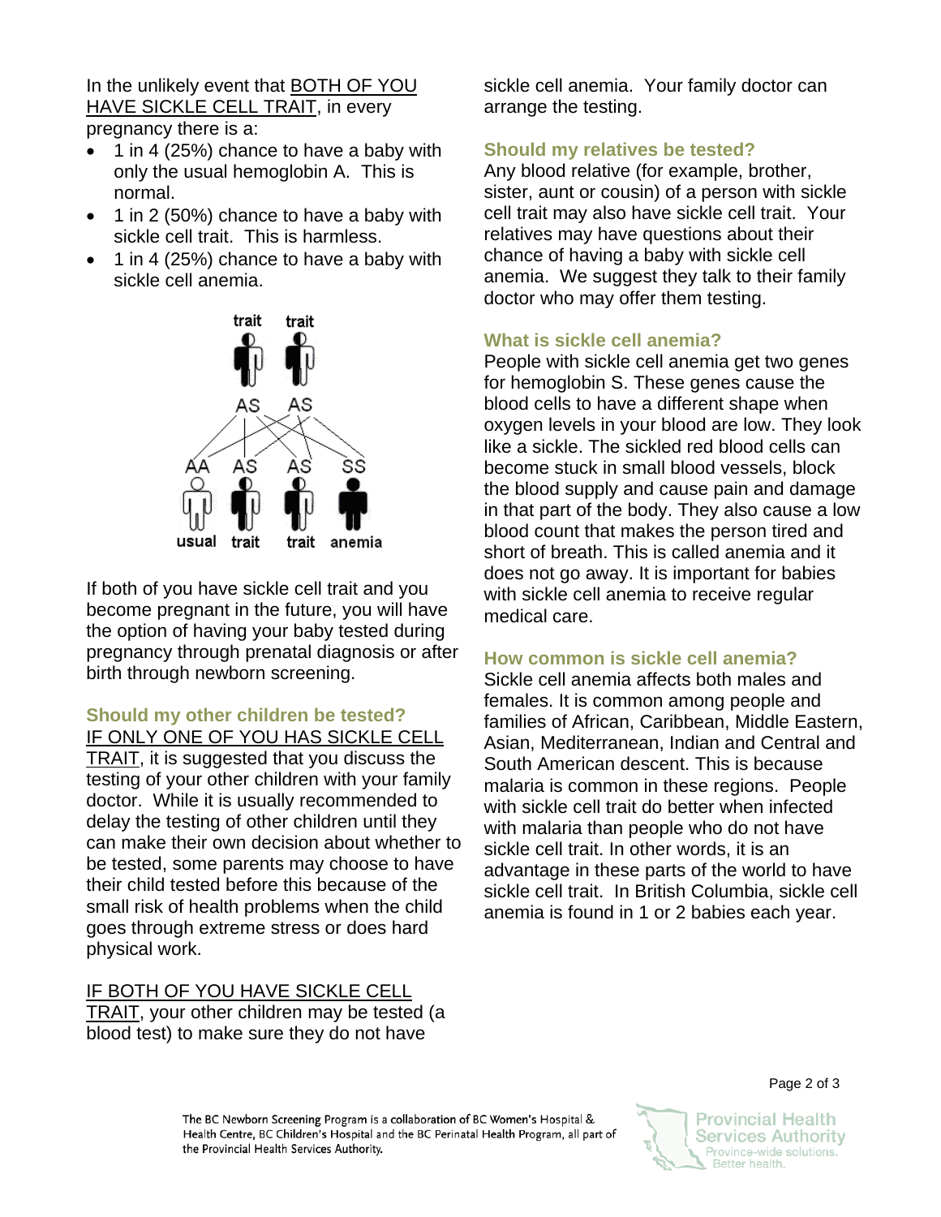In the unlikely event that BOTH OF YOU HAVE SICKLE CELL TRAIT, in every pregnancy there is a:

- 1 in 4 (25%) chance to have a baby with only the usual hemoglobin A. This is normal.
- 1 in 2 (50%) chance to have a baby with sickle cell trait. This is harmless.
- 1 in 4 (25%) chance to have a baby with sickle cell anemia.

If both of you have sickle cell trait and you become pregnant in the future, you will have the option of having your baby tested during pregnancy through prenatal diagnosis or after birth through newborn screening.

### Should my other children be tested?

IF ONLY ONE OF YOU HAS SICKLE CELL TRAIT, it is suggested that you discuss the testing of your other children with your family doctor. While it is usually recommended to delay the testing of other children until they can make their own decision about whether to be tested, some parents may choose to have their child tested before this because of the small risk of health problems when the child goes through extreme stress or does hard physical work.

IF BOTH OF YOU HAVE SICKLE CELL TRAIT, your other children may be tested (a blood test) to make sure they do not have sickle cell anemia. Your family doctor can arrange the testing.

### Should my relatives be tested?

Any blood relative (for example, brother, sister, aunt or cousin) of a person with sickle cell trait may also have sickle cell trait. Your relatives may have questions about their chance of having a baby with sickle cell anemia. We suggest they talk to their family doctor who may offer them testing.

### What is sickle cell anemia?

People with sickle cell anemia get two genes for hemoglobin S. These genes cause the blood cells to have a different shape when oxygen levels in your blood are low. They look like a sickle. The sickled red blood cells can become stuck in small blood vessels, block the blood supply and cause pain and damage in that part of the body. They also cause a low blood count that makes the person tired and short of breath. This is called anemia and it does not go away. It is important for babies with sickle cell anemia to receive regular medical care.

### How common is sickle cell anemia?

Sickle cell anemia affects both males and females. It is common among people and families of African, Caribbean, Middle Eastern, Asian, Mediterranean, Indian and Central and South American descent. This is because malaria is common in these regions. People with sickle cell trait do better when infected with malaria than people who do not have sickle cell trait. In other words, it is an advantage in these parts of the world to have sickle cell trait. In British Columbia, sickle cell anemia is found in 1 or 2 babies each year.

The BC Newborn Screening Program is a collaboration of BC Women's Hospital & Health Centre, BC Children's Hospital and the BC Perinatal Health Program, all part of the Provincial Health Services Authority.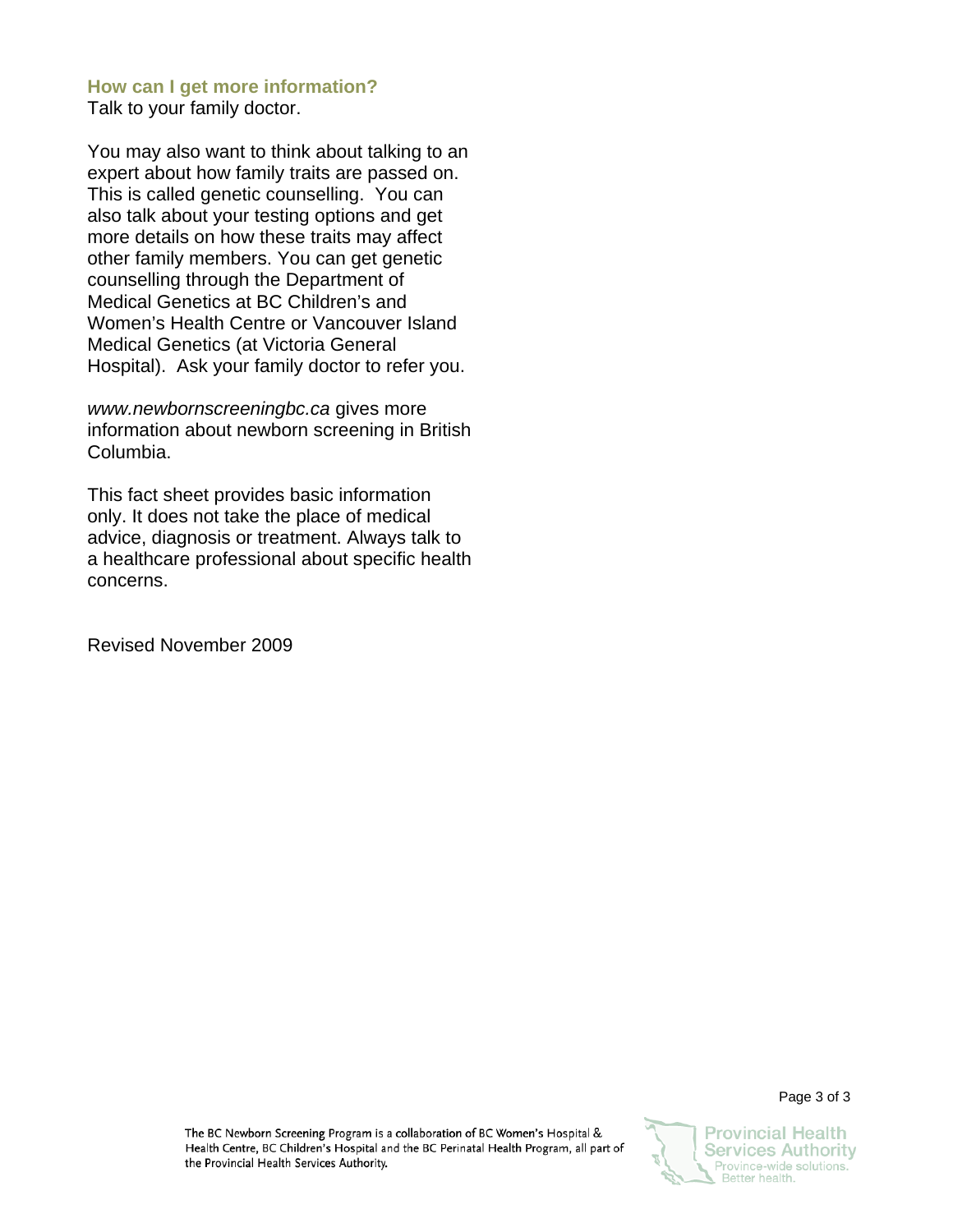## How can I get more information?

Talk to your family doctor.

You may also want to think about talking to an expert about how family traits are passed on. This is called genetic counselling. You can also talk about your testing options and get more details on how these traits may affect other family members. You can get genetic counselling through the Department of Medical Genetics at BC Children's and Women's Health Centre or Vancouver Island Medical Genetics (at Victoria General Hospital). Ask your family doctor to refer you.

*www.newbornscreeningbc.ca* gives more information about newborn screening in British Columbia.

This fact sheet provides basic information only. It does not take the place of medical advice, diagnosis or treatment. Always talk to a healthcare professional about specific health concerns.

Revised November 2009

The BC Newborn Screening Program is a collaboration of BC Women's Hospital & Health Centre, BC Children's Hospital and the BC Perinatal Health Program, all part of the Provincial Health Services Authority.

Provincial Health Services Authority
Province-wide solutions. Better health.